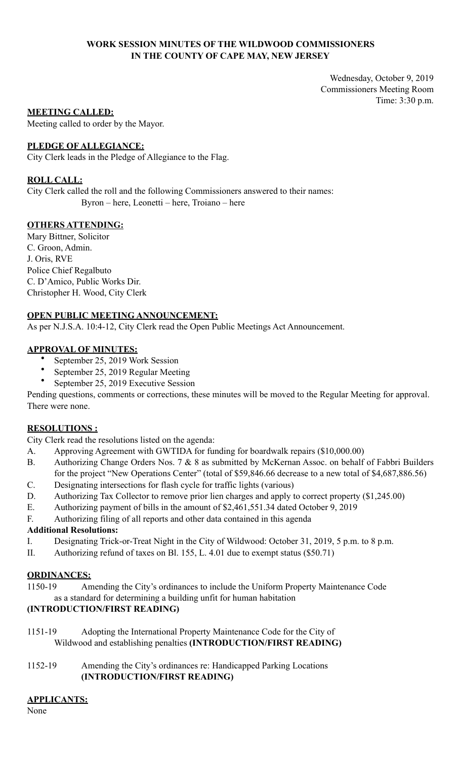**WORK SESSION MINUTES OF THE WILDWOOD COMMISSIONERS**
**IN THE COUNTY OF CAPE MAY, NEW JERSEY**

Wednesday, October 9, 2019
Commissioners Meeting Room
Time: 3:30 p.m.

## MEETING CALLED:

Meeting called to order by the Mayor.

## PLEDGE OF ALLEGIANCE:

City Clerk leads in the Pledge of Allegiance to the Flag.

## ROLL CALL:

City Clerk called the roll and the following Commissioners answered to their names:
Byron – here, Leonetti – here, Troiano – here

## OTHERS ATTENDING:

Mary Bittner, Solicitor
C. Groon, Admin.
J. Oris, RVE
Police Chief Regalbuto
C. D'Amico, Public Works Dir.
Christopher H. Wood, City Clerk

## OPEN PUBLIC MEETING ANNOUNCEMENT:

As per N.J.S.A. 10:4-12, City Clerk read the Open Public Meetings Act Announcement.

## APPROVAL OF MINUTES:

- September 25, 2019 Work Session
- September 25, 2019 Regular Meeting
- September 25, 2019 Executive Session

Pending questions, comments or corrections, these minutes will be moved to the Regular Meeting for approval. There were none.

## RESOLUTIONS :

City Clerk read the resolutions listed on the agenda:

A. Approving Agreement with GWTIDA for funding for boardwalk repairs ($10,000.00)
B. Authorizing Change Orders Nos. 7 & 8 as submitted by McKernan Assoc. on behalf of Fabbri Builders for the project "New Operations Center" (total of $59,846.66 decrease to a new total of $4,687,886.56)
C. Designating intersections for flash cycle for traffic lights (various)
D. Authorizing Tax Collector to remove prior lien charges and apply to correct property ($1,245.00)
E. Authorizing payment of bills in the amount of $2,461,551.34 dated October 9, 2019
F. Authorizing filing of all reports and other data contained in this agenda

**Additional Resolutions:**

I. Designating Trick-or-Treat Night in the City of Wildwood: October 31, 2019, 5 p.m. to 8 p.m.
II. Authorizing refund of taxes on Bl. 155, L. 4.01 due to exempt status ($50.71)

## ORDINANCES:

1150-19 Amending the City's ordinances to include the Uniform Property Maintenance Code as a standard for determining a building unfit for human habitation
**(INTRODUCTION/FIRST READING)**

1151-19 Adopting the International Property Maintenance Code for the City of Wildwood and establishing penalties **(INTRODUCTION/FIRST READING)**

1152-19 Amending the City's ordinances re: Handicapped Parking Locations **(INTRODUCTION/FIRST READING)**

## APPLICANTS:

None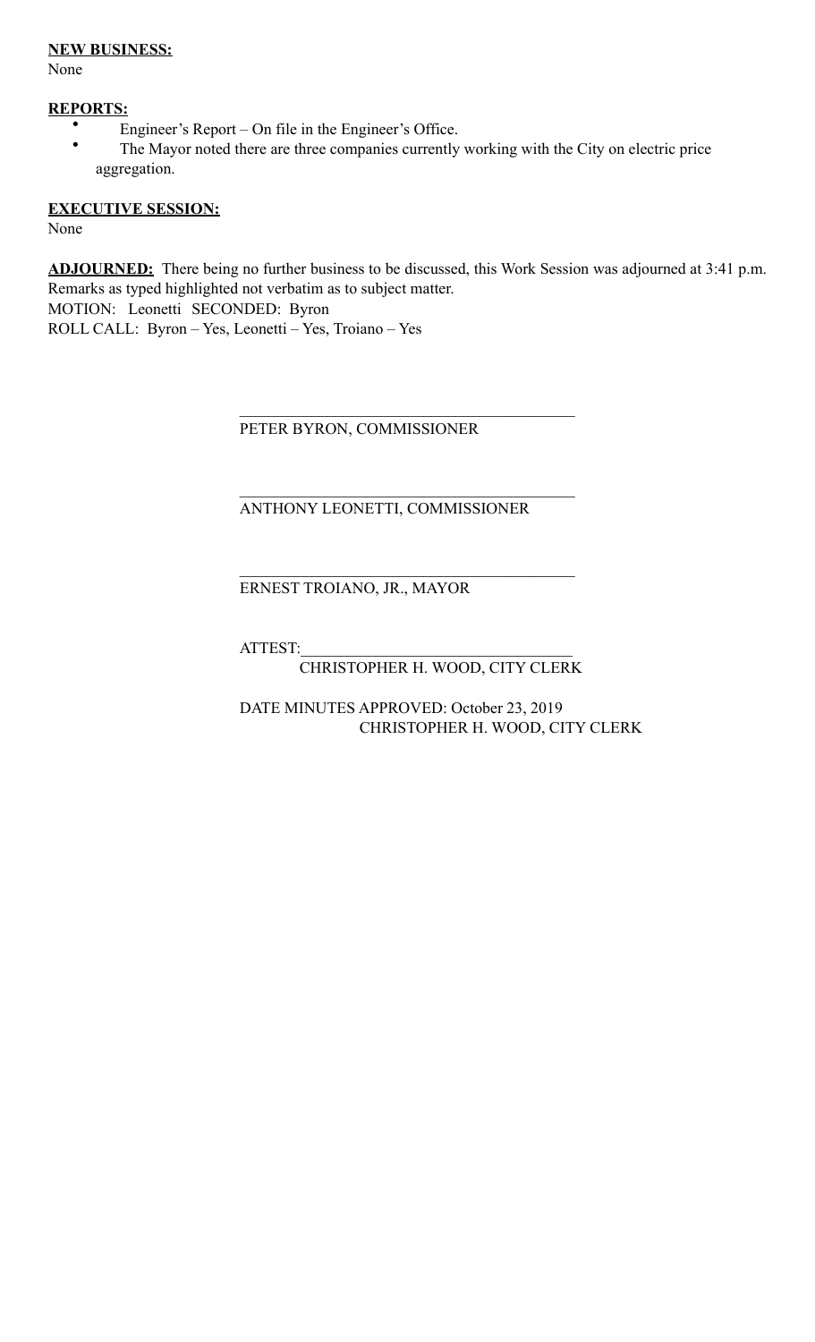**NEW BUSINESS:**
None

**REPORTS:**

- Engineer's Report – On file in the Engineer's Office.
- The Mayor noted there are three companies currently working with the City on electric price aggregation.

**EXECUTIVE SESSION:**
None

**ADJOURNED:** There being no further business to be discussed, this Work Session was adjourned at 3:41 p.m.
Remarks as typed highlighted not verbatim as to subject matter.
MOTION: Leonetti SECONDED: Byron
ROLL CALL: Byron – Yes, Leonetti – Yes, Troiano – Yes

\_\_\_\_\_\_\_\_\_\_\_\_\_\_\_\_\_\_\_\_\_\_\_\_\_\_\_\_\_\_\_\_\_\_\_\_\_\_\_\_
PETER BYRON, COMMISSIONER

\_\_\_\_\_\_\_\_\_\_\_\_\_\_\_\_\_\_\_\_\_\_\_\_\_\_\_\_\_\_\_\_\_\_\_\_\_\_\_\_
ANTHONY LEONETTI, COMMISSIONER

\_\_\_\_\_\_\_\_\_\_\_\_\_\_\_\_\_\_\_\_\_\_\_\_\_\_\_\_\_\_\_\_\_\_\_\_\_\_\_\_
ERNEST TROIANO, JR., MAYOR

ATTEST:\_\_\_\_\_\_\_\_\_\_\_\_\_\_\_\_\_\_\_\_\_\_\_\_\_\_\_\_\_\_\_\_\_\_
CHRISTOPHER H. WOOD, CITY CLERK

DATE MINUTES APPROVED: October 23, 2019
CHRISTOPHER H. WOOD, CITY CLERK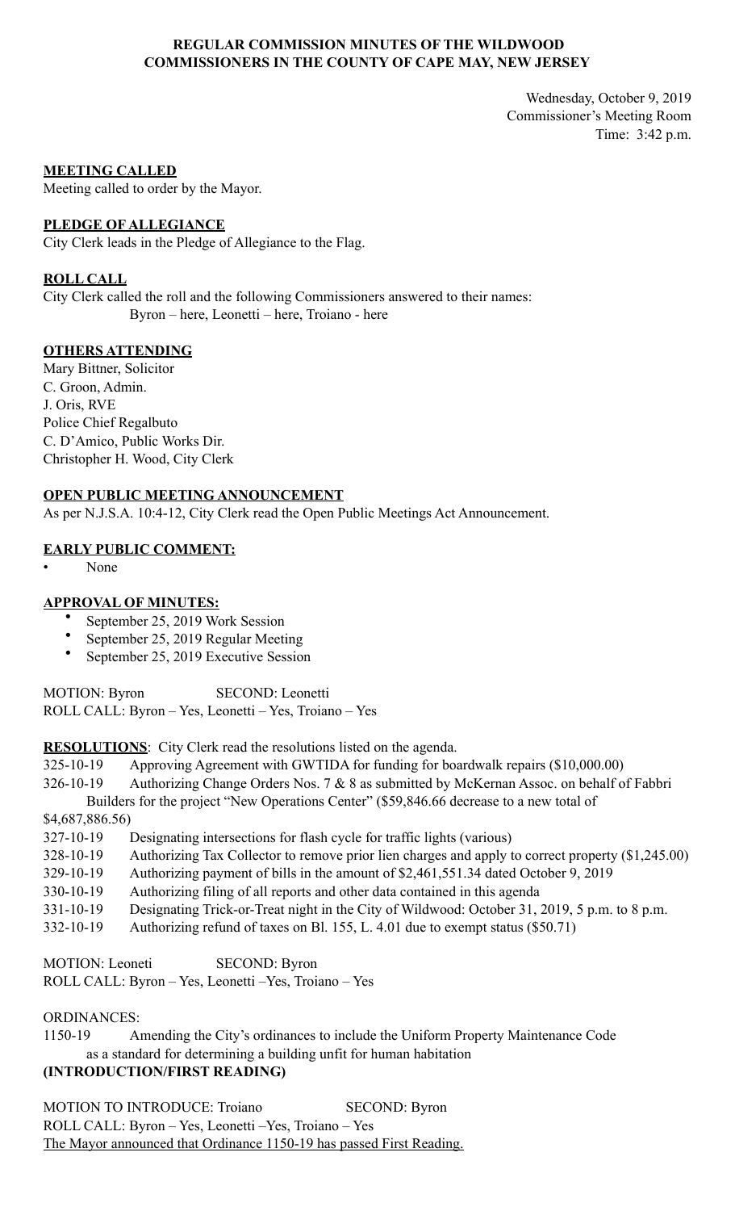**REGULAR COMMISSION MINUTES OF THE WILDWOOD COMMISSIONERS IN THE COUNTY OF CAPE MAY, NEW JERSEY**

Wednesday, October 9, 2019
Commissioner's Meeting Room
Time: 3:42 p.m.

**MEETING CALLED**

Meeting called to order by the Mayor.

**PLEDGE OF ALLEGIANCE**

City Clerk leads in the Pledge of Allegiance to the Flag.

**ROLL CALL**

City Clerk called the roll and the following Commissioners answered to their names:
Byron – here, Leonetti – here, Troiano - here

**OTHERS ATTENDING**

Mary Bittner, Solicitor
C. Groon, Admin.
J. Oris, RVE
Police Chief Regalbuto
C. D'Amico, Public Works Dir.
Christopher H. Wood, City Clerk

**OPEN PUBLIC MEETING ANNOUNCEMENT**

As per N.J.S.A. 10:4-12, City Clerk read the Open Public Meetings Act Announcement.

**EARLY PUBLIC COMMENT:**

- None

**APPROVAL OF MINUTES:**

- September 25, 2019 Work Session
- September 25, 2019 Regular Meeting
- September 25, 2019 Executive Session

MOTION: Byron SECOND: Leonetti
ROLL CALL: Byron – Yes, Leonetti – Yes, Troiano – Yes

**RESOLUTIONS**: City Clerk read the resolutions listed on the agenda.

325-10-19 Approving Agreement with GWTIDA for funding for boardwalk repairs ($10,000.00)
326-10-19 Authorizing Change Orders Nos. 7 & 8 as submitted by McKernan Assoc. on behalf of Fabbri Builders for the project "New Operations Center" ($59,846.66 decrease to a new total of $4,687,886.56)
327-10-19 Designating intersections for flash cycle for traffic lights (various)
328-10-19 Authorizing Tax Collector to remove prior lien charges and apply to correct property ($1,245.00)
329-10-19 Authorizing payment of bills in the amount of $2,461,551.34 dated October 9, 2019
330-10-19 Authorizing filing of all reports and other data contained in this agenda
331-10-19 Designating Trick-or-Treat night in the City of Wildwood: October 31, 2019, 5 p.m. to 8 p.m.
332-10-19 Authorizing refund of taxes on Bl. 155, L. 4.01 due to exempt status ($50.71)

MOTION: Leoneti SECOND: Byron
ROLL CALL: Byron – Yes, Leonetti –Yes, Troiano – Yes

ORDINANCES:

1150-19 Amending the City's ordinances to include the Uniform Property Maintenance Code as a standard for determining a building unfit for human habitation
**(INTRODUCTION/FIRST READING)**

MOTION TO INTRODUCE: Troiano SECOND: Byron
ROLL CALL: Byron – Yes, Leonetti –Yes, Troiano – Yes
The Mayor announced that Ordinance 1150-19 has passed First Reading.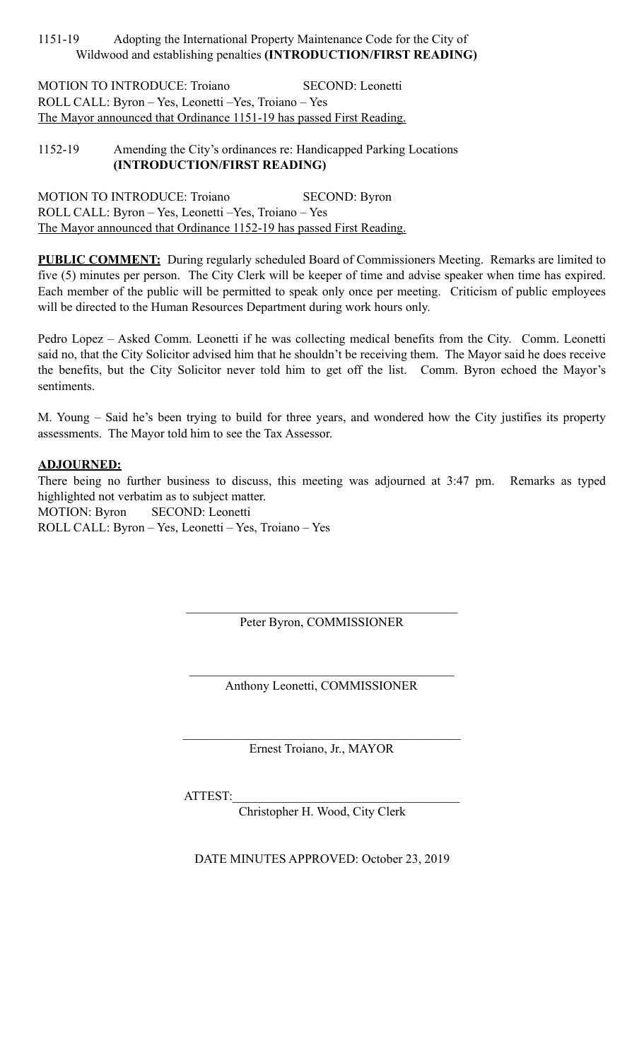1151-19 Adopting the International Property Maintenance Code for the City of Wildwood and establishing penalties **(INTRODUCTION/FIRST READING)**

MOTION TO INTRODUCE: Troiano SECOND: Leonetti
ROLL CALL: Byron – Yes, Leonetti –Yes, Troiano – Yes
The Mayor announced that Ordinance 1151-19 has passed First Reading.

1152-19 Amending the City's ordinances re: Handicapped Parking Locations **(INTRODUCTION/FIRST READING)**

MOTION TO INTRODUCE: Troiano SECOND: Byron
ROLL CALL: Byron – Yes, Leonetti –Yes, Troiano – Yes
The Mayor announced that Ordinance 1152-19 has passed First Reading.

**PUBLIC COMMENT:** During regularly scheduled Board of Commissioners Meeting. Remarks are limited to five (5) minutes per person. The City Clerk will be keeper of time and advise speaker when time has expired. Each member of the public will be permitted to speak only once per meeting. Criticism of public employees will be directed to the Human Resources Department during work hours only.

Pedro Lopez – Asked Comm. Leonetti if he was collecting medical benefits from the City. Comm. Leonetti said no, that the City Solicitor advised him that he shouldn't be receiving them. The Mayor said he does receive the benefits, but the City Solicitor never told him to get off the list. Comm. Byron echoed the Mayor's sentiments.

M. Young – Said he's been trying to build for three years, and wondered how the City justifies its property assessments. The Mayor told him to see the Tax Assessor.

**ADJOURNED:**

There being no further business to discuss, this meeting was adjourned at 3:47 pm. Remarks as typed highlighted not verbatim as to subject matter.
MOTION: Byron SECOND: Leonetti
ROLL CALL: Byron – Yes, Leonetti – Yes, Troiano – Yes

\_\_\_\_\_\_\_\_\_\_\_\_\_\_\_\_\_\_\_\_\_\_\_\_\_\_\_\_\_\_\_\_\_\_\_\_\_\_\_\_
Peter Byron, COMMISSIONER

\_\_\_\_\_\_\_\_\_\_\_\_\_\_\_\_\_\_\_\_\_\_\_\_\_\_\_\_\_\_\_\_\_\_\_\_\_\_\_\_
Anthony Leonetti, COMMISSIONER

\_\_\_\_\_\_\_\_\_\_\_\_\_\_\_\_\_\_\_\_\_\_\_\_\_\_\_\_\_\_\_\_\_\_\_\_\_\_\_\_
Ernest Troiano, Jr., MAYOR

ATTEST:\_\_\_\_\_\_\_\_\_\_\_\_\_\_\_\_\_\_\_\_\_\_\_\_\_\_\_\_\_\_\_\_\_\_\_\_
Christopher H. Wood, City Clerk

DATE MINUTES APPROVED: October 23, 2019